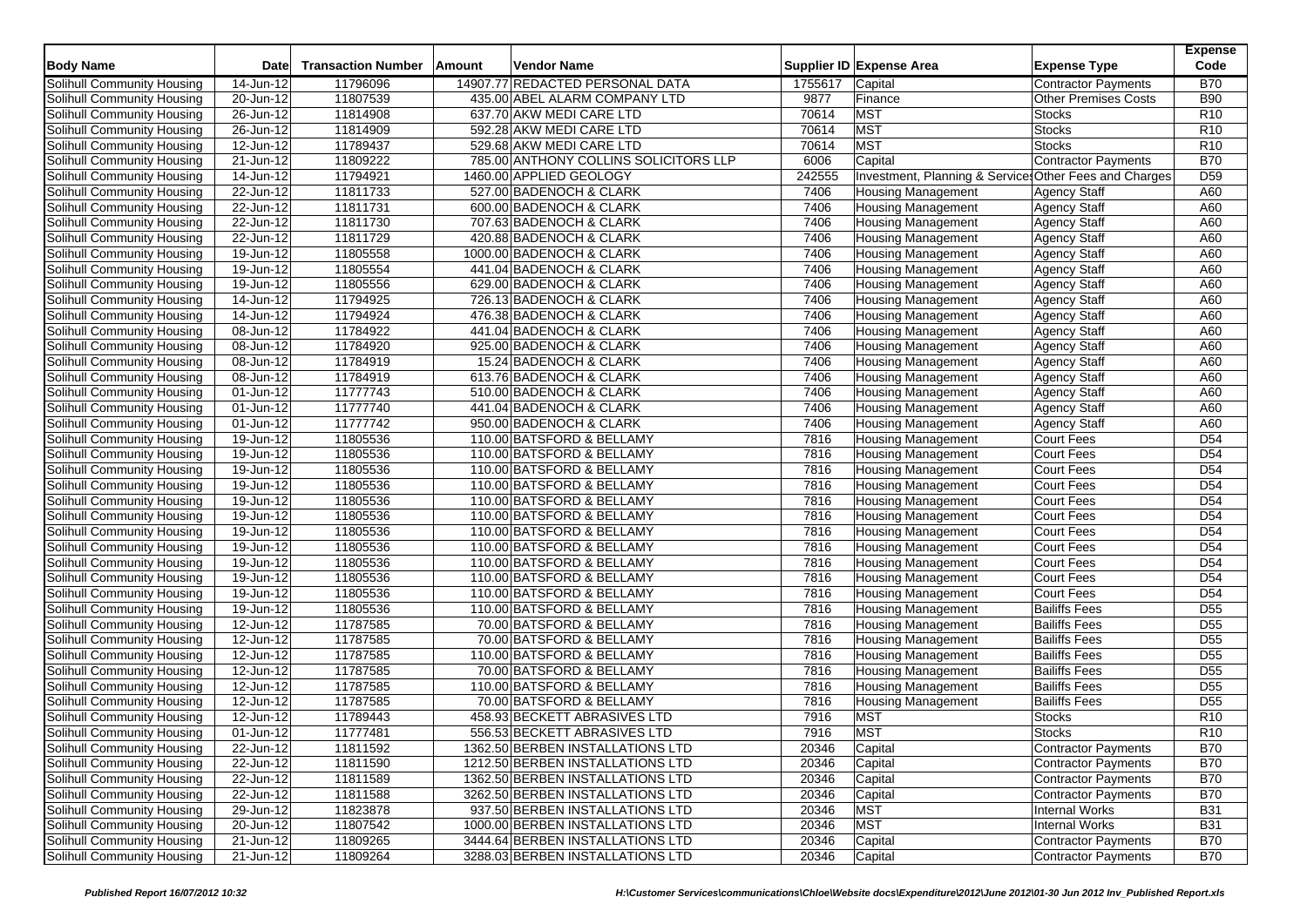| Body Name | Date | Transaction Number | Amount | Vendor Name | Supplier ID | Expense Area | Expense Type | Expense Code |
|---|---|---|---|---|---|---|---|---|
| Solihull Community Housing | 14-Jun-12 | 11796096 | 14907.77 | REDACTED PERSONAL DATA | 1755617 | Capital | Contractor Payments | B70 |
| Solihull Community Housing | 20-Jun-12 | 11807539 | 435.00 | ABEL ALARM COMPANY LTD | 9877 | Finance | Other Premises Costs | B90 |
| Solihull Community Housing | 26-Jun-12 | 11814908 | 637.70 | AKW MEDI CARE LTD | 70614 | MST | Stocks | R10 |
| Solihull Community Housing | 26-Jun-12 | 11814909 | 592.28 | AKW MEDI CARE LTD | 70614 | MST | Stocks | R10 |
| Solihull Community Housing | 12-Jun-12 | 11789437 | 529.68 | AKW MEDI CARE LTD | 70614 | MST | Stocks | R10 |
| Solihull Community Housing | 21-Jun-12 | 11809222 | 785.00 | ANTHONY COLLINS SOLICITORS LLP | 6006 | Capital | Contractor Payments | B70 |
| Solihull Community Housing | 14-Jun-12 | 11794921 | 1460.00 | APPLIED GEOLOGY | 242555 | Investment, Planning & Services | Other Fees and Charges | D59 |
| Solihull Community Housing | 22-Jun-12 | 11811733 | 527.00 | BADENOCH & CLARK | 7406 | Housing Management | Agency Staff | A60 |
| Solihull Community Housing | 22-Jun-12 | 11811731 | 600.00 | BADENOCH & CLARK | 7406 | Housing Management | Agency Staff | A60 |
| Solihull Community Housing | 22-Jun-12 | 11811730 | 707.63 | BADENOCH & CLARK | 7406 | Housing Management | Agency Staff | A60 |
| Solihull Community Housing | 22-Jun-12 | 11811729 | 420.88 | BADENOCH & CLARK | 7406 | Housing Management | Agency Staff | A60 |
| Solihull Community Housing | 19-Jun-12 | 11805558 | 1000.00 | BADENOCH & CLARK | 7406 | Housing Management | Agency Staff | A60 |
| Solihull Community Housing | 19-Jun-12 | 11805554 | 441.04 | BADENOCH & CLARK | 7406 | Housing Management | Agency Staff | A60 |
| Solihull Community Housing | 19-Jun-12 | 11805556 | 629.00 | BADENOCH & CLARK | 7406 | Housing Management | Agency Staff | A60 |
| Solihull Community Housing | 14-Jun-12 | 11794925 | 726.13 | BADENOCH & CLARK | 7406 | Housing Management | Agency Staff | A60 |
| Solihull Community Housing | 14-Jun-12 | 11794924 | 476.38 | BADENOCH & CLARK | 7406 | Housing Management | Agency Staff | A60 |
| Solihull Community Housing | 08-Jun-12 | 11784922 | 441.04 | BADENOCH & CLARK | 7406 | Housing Management | Agency Staff | A60 |
| Solihull Community Housing | 08-Jun-12 | 11784920 | 925.00 | BADENOCH & CLARK | 7406 | Housing Management | Agency Staff | A60 |
| Solihull Community Housing | 08-Jun-12 | 11784919 | 15.24 | BADENOCH & CLARK | 7406 | Housing Management | Agency Staff | A60 |
| Solihull Community Housing | 08-Jun-12 | 11784919 | 613.76 | BADENOCH & CLARK | 7406 | Housing Management | Agency Staff | A60 |
| Solihull Community Housing | 01-Jun-12 | 11777743 | 510.00 | BADENOCH & CLARK | 7406 | Housing Management | Agency Staff | A60 |
| Solihull Community Housing | 01-Jun-12 | 11777740 | 441.04 | BADENOCH & CLARK | 7406 | Housing Management | Agency Staff | A60 |
| Solihull Community Housing | 01-Jun-12 | 11777742 | 950.00 | BADENOCH & CLARK | 7406 | Housing Management | Agency Staff | A60 |
| Solihull Community Housing | 19-Jun-12 | 11805536 | 110.00 | BATSFORD & BELLAMY | 7816 | Housing Management | Court Fees | D54 |
| Solihull Community Housing | 19-Jun-12 | 11805536 | 110.00 | BATSFORD & BELLAMY | 7816 | Housing Management | Court Fees | D54 |
| Solihull Community Housing | 19-Jun-12 | 11805536 | 110.00 | BATSFORD & BELLAMY | 7816 | Housing Management | Court Fees | D54 |
| Solihull Community Housing | 19-Jun-12 | 11805536 | 110.00 | BATSFORD & BELLAMY | 7816 | Housing Management | Court Fees | D54 |
| Solihull Community Housing | 19-Jun-12 | 11805536 | 110.00 | BATSFORD & BELLAMY | 7816 | Housing Management | Court Fees | D54 |
| Solihull Community Housing | 19-Jun-12 | 11805536 | 110.00 | BATSFORD & BELLAMY | 7816 | Housing Management | Court Fees | D54 |
| Solihull Community Housing | 19-Jun-12 | 11805536 | 110.00 | BATSFORD & BELLAMY | 7816 | Housing Management | Court Fees | D54 |
| Solihull Community Housing | 19-Jun-12 | 11805536 | 110.00 | BATSFORD & BELLAMY | 7816 | Housing Management | Court Fees | D54 |
| Solihull Community Housing | 19-Jun-12 | 11805536 | 110.00 | BATSFORD & BELLAMY | 7816 | Housing Management | Court Fees | D54 |
| Solihull Community Housing | 19-Jun-12 | 11805536 | 110.00 | BATSFORD & BELLAMY | 7816 | Housing Management | Court Fees | D54 |
| Solihull Community Housing | 19-Jun-12 | 11805536 | 110.00 | BATSFORD & BELLAMY | 7816 | Housing Management | Court Fees | D54 |
| Solihull Community Housing | 19-Jun-12 | 11805536 | 110.00 | BATSFORD & BELLAMY | 7816 | Housing Management | Bailiffs Fees | D55 |
| Solihull Community Housing | 12-Jun-12 | 11787585 | 70.00 | BATSFORD & BELLAMY | 7816 | Housing Management | Bailiffs Fees | D55 |
| Solihull Community Housing | 12-Jun-12 | 11787585 | 70.00 | BATSFORD & BELLAMY | 7816 | Housing Management | Bailiffs Fees | D55 |
| Solihull Community Housing | 12-Jun-12 | 11787585 | 110.00 | BATSFORD & BELLAMY | 7816 | Housing Management | Bailiffs Fees | D55 |
| Solihull Community Housing | 12-Jun-12 | 11787585 | 70.00 | BATSFORD & BELLAMY | 7816 | Housing Management | Bailiffs Fees | D55 |
| Solihull Community Housing | 12-Jun-12 | 11787585 | 110.00 | BATSFORD & BELLAMY | 7816 | Housing Management | Bailiffs Fees | D55 |
| Solihull Community Housing | 12-Jun-12 | 11787585 | 70.00 | BATSFORD & BELLAMY | 7816 | Housing Management | Bailiffs Fees | D55 |
| Solihull Community Housing | 12-Jun-12 | 11789443 | 458.93 | BECKETT ABRASIVES LTD | 7916 | MST | Stocks | R10 |
| Solihull Community Housing | 01-Jun-12 | 11777481 | 556.53 | BECKETT ABRASIVES LTD | 7916 | MST | Stocks | R10 |
| Solihull Community Housing | 22-Jun-12 | 11811592 | 1362.50 | BERBEN INSTALLATIONS LTD | 20346 | Capital | Contractor Payments | B70 |
| Solihull Community Housing | 22-Jun-12 | 11811590 | 1212.50 | BERBEN INSTALLATIONS LTD | 20346 | Capital | Contractor Payments | B70 |
| Solihull Community Housing | 22-Jun-12 | 11811589 | 1362.50 | BERBEN INSTALLATIONS LTD | 20346 | Capital | Contractor Payments | B70 |
| Solihull Community Housing | 22-Jun-12 | 11811588 | 3262.50 | BERBEN INSTALLATIONS LTD | 20346 | Capital | Contractor Payments | B70 |
| Solihull Community Housing | 29-Jun-12 | 11823878 | 937.50 | BERBEN INSTALLATIONS LTD | 20346 | MST | Internal Works | B31 |
| Solihull Community Housing | 20-Jun-12 | 11807542 | 1000.00 | BERBEN INSTALLATIONS LTD | 20346 | MST | Internal Works | B31 |
| Solihull Community Housing | 21-Jun-12 | 11809265 | 3444.64 | BERBEN INSTALLATIONS LTD | 20346 | Capital | Contractor Payments | B70 |
| Solihull Community Housing | 21-Jun-12 | 11809264 | 3288.03 | BERBEN INSTALLATIONS LTD | 20346 | Capital | Contractor Payments | B70 |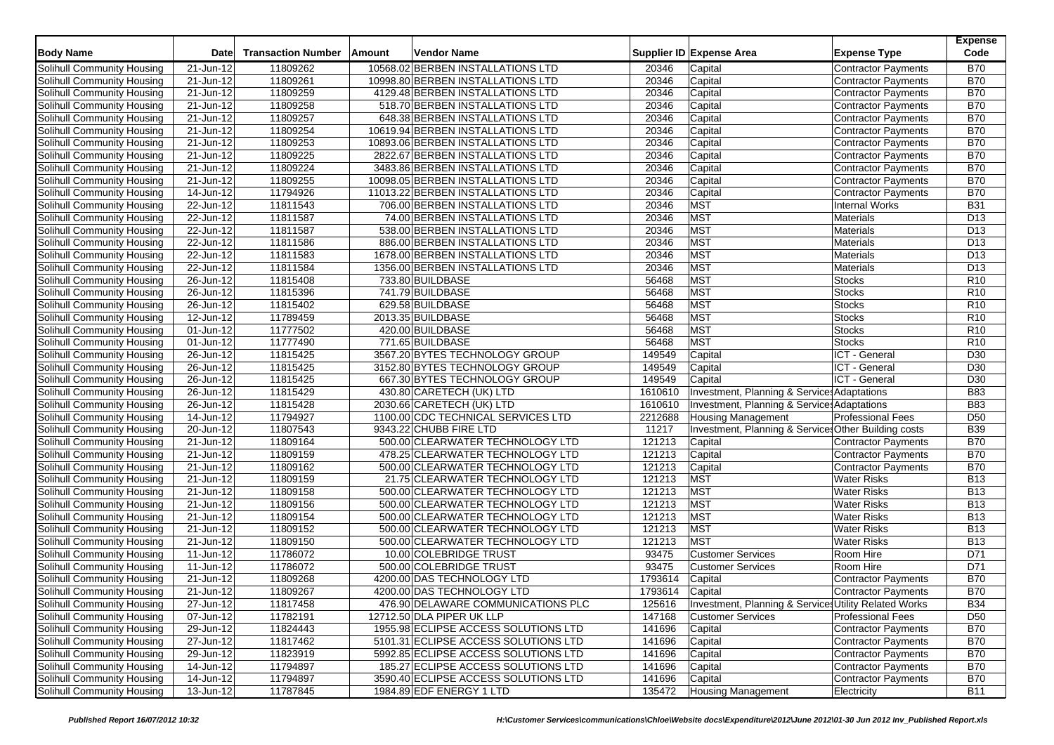| Body Name | Date | Transaction Number | Amount | Vendor Name | Supplier ID | Expense Area | Expense Type | Expense Code |
|---|---|---|---|---|---|---|---|---|
| Solihull Community Housing | 21-Jun-12 | 11809262 | 10568.02 | BERBEN INSTALLATIONS LTD | 20346 | Capital | Contractor Payments | B70 |
| Solihull Community Housing | 21-Jun-12 | 11809261 | 10998.80 | BERBEN INSTALLATIONS LTD | 20346 | Capital | Contractor Payments | B70 |
| Solihull Community Housing | 21-Jun-12 | 11809259 | 4129.48 | BERBEN INSTALLATIONS LTD | 20346 | Capital | Contractor Payments | B70 |
| Solihull Community Housing | 21-Jun-12 | 11809258 | 518.70 | BERBEN INSTALLATIONS LTD | 20346 | Capital | Contractor Payments | B70 |
| Solihull Community Housing | 21-Jun-12 | 11809257 | 648.38 | BERBEN INSTALLATIONS LTD | 20346 | Capital | Contractor Payments | B70 |
| Solihull Community Housing | 21-Jun-12 | 11809254 | 10619.94 | BERBEN INSTALLATIONS LTD | 20346 | Capital | Contractor Payments | B70 |
| Solihull Community Housing | 21-Jun-12 | 11809253 | 10893.06 | BERBEN INSTALLATIONS LTD | 20346 | Capital | Contractor Payments | B70 |
| Solihull Community Housing | 21-Jun-12 | 11809225 | 2822.67 | BERBEN INSTALLATIONS LTD | 20346 | Capital | Contractor Payments | B70 |
| Solihull Community Housing | 21-Jun-12 | 11809224 | 3483.86 | BERBEN INSTALLATIONS LTD | 20346 | Capital | Contractor Payments | B70 |
| Solihull Community Housing | 21-Jun-12 | 11809255 | 10098.05 | BERBEN INSTALLATIONS LTD | 20346 | Capital | Contractor Payments | B70 |
| Solihull Community Housing | 14-Jun-12 | 11794926 | 11013.22 | BERBEN INSTALLATIONS LTD | 20346 | Capital | Contractor Payments | B70 |
| Solihull Community Housing | 22-Jun-12 | 11811543 | 706.00 | BERBEN INSTALLATIONS LTD | 20346 | MST | Internal Works | B31 |
| Solihull Community Housing | 22-Jun-12 | 11811587 | 74.00 | BERBEN INSTALLATIONS LTD | 20346 | MST | Materials | D13 |
| Solihull Community Housing | 22-Jun-12 | 11811587 | 538.00 | BERBEN INSTALLATIONS LTD | 20346 | MST | Materials | D13 |
| Solihull Community Housing | 22-Jun-12 | 11811586 | 886.00 | BERBEN INSTALLATIONS LTD | 20346 | MST | Materials | D13 |
| Solihull Community Housing | 22-Jun-12 | 11811583 | 1678.00 | BERBEN INSTALLATIONS LTD | 20346 | MST | Materials | D13 |
| Solihull Community Housing | 22-Jun-12 | 11811584 | 1356.00 | BERBEN INSTALLATIONS LTD | 20346 | MST | Materials | D13 |
| Solihull Community Housing | 26-Jun-12 | 11815408 | 733.80 | BUILDBASE | 56468 | MST | Stocks | R10 |
| Solihull Community Housing | 26-Jun-12 | 11815396 | 741.79 | BUILDBASE | 56468 | MST | Stocks | R10 |
| Solihull Community Housing | 26-Jun-12 | 11815402 | 629.58 | BUILDBASE | 56468 | MST | Stocks | R10 |
| Solihull Community Housing | 12-Jun-12 | 11789459 | 2013.35 | BUILDBASE | 56468 | MST | Stocks | R10 |
| Solihull Community Housing | 01-Jun-12 | 11777502 | 420.00 | BUILDBASE | 56468 | MST | Stocks | R10 |
| Solihull Community Housing | 01-Jun-12 | 11777490 | 771.65 | BUILDBASE | 56468 | MST | Stocks | R10 |
| Solihull Community Housing | 26-Jun-12 | 11815425 | 3567.20 | BYTES TECHNOLOGY GROUP | 149549 | Capital | ICT - General | D30 |
| Solihull Community Housing | 26-Jun-12 | 11815425 | 3152.80 | BYTES TECHNOLOGY GROUP | 149549 | Capital | ICT - General | D30 |
| Solihull Community Housing | 26-Jun-12 | 11815425 | 667.30 | BYTES TECHNOLOGY GROUP | 149549 | Capital | ICT - General | D30 |
| Solihull Community Housing | 26-Jun-12 | 11815429 | 430.80 | CARETECH (UK) LTD | 1610610 | Investment, Planning & Services | Adaptations | B83 |
| Solihull Community Housing | 26-Jun-12 | 11815428 | 2030.66 | CARETECH (UK) LTD | 1610610 | Investment, Planning & Services | Adaptations | B83 |
| Solihull Community Housing | 14-Jun-12 | 11794927 | 1100.00 | CDC TECHNICAL SERVICES LTD | 2212688 | Housing Management | Professional Fees | D50 |
| Solihull Community Housing | 20-Jun-12 | 11807543 | 9343.22 | CHUBB FIRE LTD | 11217 | Investment, Planning & Services | Other Building costs | B39 |
| Solihull Community Housing | 21-Jun-12 | 11809164 | 500.00 | CLEARWATER TECHNOLOGY LTD | 121213 | Capital | Contractor Payments | B70 |
| Solihull Community Housing | 21-Jun-12 | 11809159 | 478.25 | CLEARWATER TECHNOLOGY LTD | 121213 | Capital | Contractor Payments | B70 |
| Solihull Community Housing | 21-Jun-12 | 11809162 | 500.00 | CLEARWATER TECHNOLOGY LTD | 121213 | Capital | Contractor Payments | B70 |
| Solihull Community Housing | 21-Jun-12 | 11809159 | 21.75 | CLEARWATER TECHNOLOGY LTD | 121213 | MST | Water Risks | B13 |
| Solihull Community Housing | 21-Jun-12 | 11809158 | 500.00 | CLEARWATER TECHNOLOGY LTD | 121213 | MST | Water Risks | B13 |
| Solihull Community Housing | 21-Jun-12 | 11809156 | 500.00 | CLEARWATER TECHNOLOGY LTD | 121213 | MST | Water Risks | B13 |
| Solihull Community Housing | 21-Jun-12 | 11809154 | 500.00 | CLEARWATER TECHNOLOGY LTD | 121213 | MST | Water Risks | B13 |
| Solihull Community Housing | 21-Jun-12 | 11809152 | 500.00 | CLEARWATER TECHNOLOGY LTD | 121213 | MST | Water Risks | B13 |
| Solihull Community Housing | 21-Jun-12 | 11809150 | 500.00 | CLEARWATER TECHNOLOGY LTD | 121213 | MST | Water Risks | B13 |
| Solihull Community Housing | 11-Jun-12 | 11786072 | 10.00 | COLEBRIDGE TRUST | 93475 | Customer Services | Room Hire | D71 |
| Solihull Community Housing | 11-Jun-12 | 11786072 | 500.00 | COLEBRIDGE TRUST | 93475 | Customer Services | Room Hire | D71 |
| Solihull Community Housing | 21-Jun-12 | 11809268 | 4200.00 | DAS TECHNOLOGY LTD | 1793614 | Capital | Contractor Payments | B70 |
| Solihull Community Housing | 21-Jun-12 | 11809267 | 4200.00 | DAS TECHNOLOGY LTD | 1793614 | Capital | Contractor Payments | B70 |
| Solihull Community Housing | 27-Jun-12 | 11817458 | 476.90 | DELAWARE COMMUNICATIONS PLC | 125616 | Investment, Planning & Services | Utility Related Works | B34 |
| Solihull Community Housing | 07-Jun-12 | 11782191 | 12712.50 | DLA PIPER UK LLP | 147168 | Customer Services | Professional Fees | D50 |
| Solihull Community Housing | 29-Jun-12 | 11824443 | 1955.98 | ECLIPSE ACCESS SOLUTIONS LTD | 141696 | Capital | Contractor Payments | B70 |
| Solihull Community Housing | 27-Jun-12 | 11817462 | 5101.31 | ECLIPSE ACCESS SOLUTIONS LTD | 141696 | Capital | Contractor Payments | B70 |
| Solihull Community Housing | 29-Jun-12 | 11823919 | 5992.85 | ECLIPSE ACCESS SOLUTIONS LTD | 141696 | Capital | Contractor Payments | B70 |
| Solihull Community Housing | 14-Jun-12 | 11794897 | 185.27 | ECLIPSE ACCESS SOLUTIONS LTD | 141696 | Capital | Contractor Payments | B70 |
| Solihull Community Housing | 14-Jun-12 | 11794897 | 3590.40 | ECLIPSE ACCESS SOLUTIONS LTD | 141696 | Capital | Contractor Payments | B70 |
| Solihull Community Housing | 13-Jun-12 | 11787845 | 1984.89 | EDF ENERGY 1 LTD | 135472 | Housing Management | Electricity | B11 |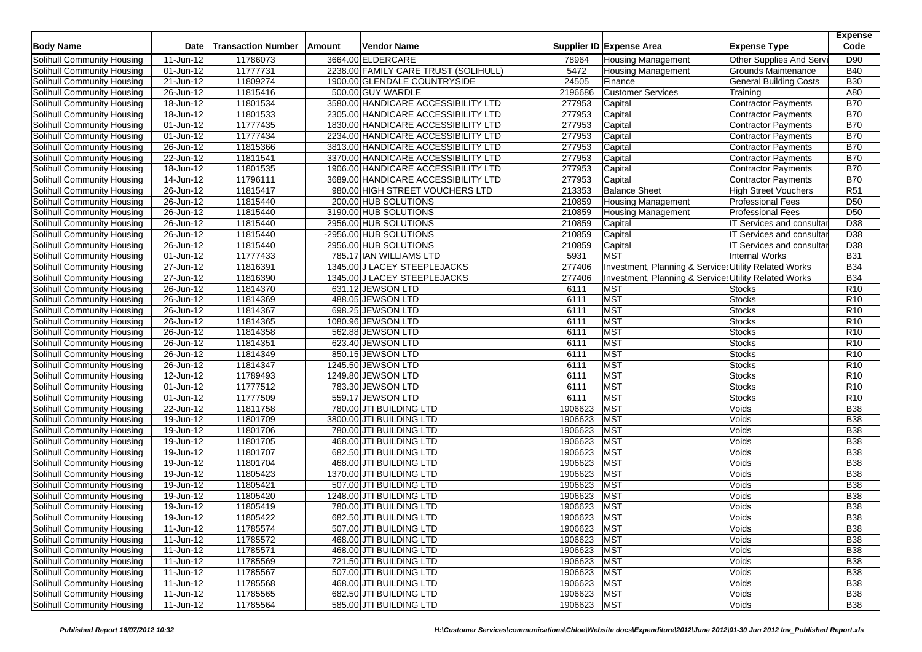| Body Name | Date | Transaction Number | Amount | Vendor Name | Supplier ID | Expense Area | Expense Type | Expense Code |
|---|---|---|---|---|---|---|---|---|
| Solihull Community Housing | 11-Jun-12 | 11786073 | 3664.00 | ELDERCARE | 78964 | Housing Management | Other Supplies And Servi | D90 |
| Solihull Community Housing | 01-Jun-12 | 11777731 | 2238.00 | FAMILY CARE TRUST (SOLIHULL) | 5472 | Housing Management | Grounds Maintenance | B40 |
| Solihull Community Housing | 21-Jun-12 | 11809274 | 1900.00 | GLENDALE COUNTRYSIDE | 24505 | Finance | General Building Costs | B30 |
| Solihull Community Housing | 26-Jun-12 | 11815416 | 500.00 | GUY WARDLE | 2196686 | Customer Services | Training | A80 |
| Solihull Community Housing | 18-Jun-12 | 11801534 | 3580.00 | HANDICARE ACCESSIBILITY LTD | 277953 | Capital | Contractor Payments | B70 |
| Solihull Community Housing | 18-Jun-12 | 11801533 | 2305.00 | HANDICARE ACCESSIBILITY LTD | 277953 | Capital | Contractor Payments | B70 |
| Solihull Community Housing | 01-Jun-12 | 11777435 | 1830.00 | HANDICARE ACCESSIBILITY LTD | 277953 | Capital | Contractor Payments | B70 |
| Solihull Community Housing | 01-Jun-12 | 11777434 | 2234.00 | HANDICARE ACCESSIBILITY LTD | 277953 | Capital | Contractor Payments | B70 |
| Solihull Community Housing | 26-Jun-12 | 11815366 | 3813.00 | HANDICARE ACCESSIBILITY LTD | 277953 | Capital | Contractor Payments | B70 |
| Solihull Community Housing | 22-Jun-12 | 11811541 | 3370.00 | HANDICARE ACCESSIBILITY LTD | 277953 | Capital | Contractor Payments | B70 |
| Solihull Community Housing | 18-Jun-12 | 11801535 | 1906.00 | HANDICARE ACCESSIBILITY LTD | 277953 | Capital | Contractor Payments | B70 |
| Solihull Community Housing | 14-Jun-12 | 11796111 | 3689.00 | HANDICARE ACCESSIBILITY LTD | 277953 | Capital | Contractor Payments | B70 |
| Solihull Community Housing | 26-Jun-12 | 11815417 | 980.00 | HIGH STREET VOUCHERS LTD | 213353 | Balance Sheet | High Street Vouchers | R51 |
| Solihull Community Housing | 26-Jun-12 | 11815440 | 200.00 | HUB SOLUTIONS | 210859 | Housing Management | Professional Fees | D50 |
| Solihull Community Housing | 26-Jun-12 | 11815440 | 3190.00 | HUB SOLUTIONS | 210859 | Housing Management | Professional Fees | D50 |
| Solihull Community Housing | 26-Jun-12 | 11815440 | 2956.00 | HUB SOLUTIONS | 210859 | Capital | IT Services and consultar | D38 |
| Solihull Community Housing | 26-Jun-12 | 11815440 | -2956.00 | HUB SOLUTIONS | 210859 | Capital | IT Services and consultar | D38 |
| Solihull Community Housing | 26-Jun-12 | 11815440 | 2956.00 | HUB SOLUTIONS | 210859 | Capital | IT Services and consultar | D38 |
| Solihull Community Housing | 01-Jun-12 | 11777433 | 785.17 | IAN WILLIAMS LTD | 5931 | MST | Internal Works | B31 |
| Solihull Community Housing | 27-Jun-12 | 11816391 | 1345.00 | J LACEY STEEPLEJACKS | 277406 | Investment, Planning & Services | Utility Related Works | B34 |
| Solihull Community Housing | 27-Jun-12 | 11816390 | 1345.00 | J LACEY STEEPLEJACKS | 277406 | Investment, Planning & Services | Utility Related Works | B34 |
| Solihull Community Housing | 26-Jun-12 | 11814370 | 631.12 | JEWSON LTD | 6111 | MST | Stocks | R10 |
| Solihull Community Housing | 26-Jun-12 | 11814369 | 488.05 | JEWSON LTD | 6111 | MST | Stocks | R10 |
| Solihull Community Housing | 26-Jun-12 | 11814367 | 698.25 | JEWSON LTD | 6111 | MST | Stocks | R10 |
| Solihull Community Housing | 26-Jun-12 | 11814365 | 1080.96 | JEWSON LTD | 6111 | MST | Stocks | R10 |
| Solihull Community Housing | 26-Jun-12 | 11814358 | 562.88 | JEWSON LTD | 6111 | MST | Stocks | R10 |
| Solihull Community Housing | 26-Jun-12 | 11814351 | 623.40 | JEWSON LTD | 6111 | MST | Stocks | R10 |
| Solihull Community Housing | 26-Jun-12 | 11814349 | 850.15 | JEWSON LTD | 6111 | MST | Stocks | R10 |
| Solihull Community Housing | 26-Jun-12 | 11814347 | 1245.50 | JEWSON LTD | 6111 | MST | Stocks | R10 |
| Solihull Community Housing | 12-Jun-12 | 11789493 | 1249.80 | JEWSON LTD | 6111 | MST | Stocks | R10 |
| Solihull Community Housing | 01-Jun-12 | 11777512 | 783.30 | JEWSON LTD | 6111 | MST | Stocks | R10 |
| Solihull Community Housing | 01-Jun-12 | 11777509 | 559.17 | JEWSON LTD | 6111 | MST | Stocks | R10 |
| Solihull Community Housing | 22-Jun-12 | 11811758 | 780.00 | JTI BUILDING LTD | 1906623 | MST | Voids | B38 |
| Solihull Community Housing | 19-Jun-12 | 11801709 | 3800.00 | JTI BUILDING LTD | 1906623 | MST | Voids | B38 |
| Solihull Community Housing | 19-Jun-12 | 11801706 | 780.00 | JTI BUILDING LTD | 1906623 | MST | Voids | B38 |
| Solihull Community Housing | 19-Jun-12 | 11801705 | 468.00 | JTI BUILDING LTD | 1906623 | MST | Voids | B38 |
| Solihull Community Housing | 19-Jun-12 | 11801707 | 682.50 | JTI BUILDING LTD | 1906623 | MST | Voids | B38 |
| Solihull Community Housing | 19-Jun-12 | 11801704 | 468.00 | JTI BUILDING LTD | 1906623 | MST | Voids | B38 |
| Solihull Community Housing | 19-Jun-12 | 11805423 | 1370.00 | JTI BUILDING LTD | 1906623 | MST | Voids | B38 |
| Solihull Community Housing | 19-Jun-12 | 11805421 | 507.00 | JTI BUILDING LTD | 1906623 | MST | Voids | B38 |
| Solihull Community Housing | 19-Jun-12 | 11805420 | 1248.00 | JTI BUILDING LTD | 1906623 | MST | Voids | B38 |
| Solihull Community Housing | 19-Jun-12 | 11805419 | 780.00 | JTI BUILDING LTD | 1906623 | MST | Voids | B38 |
| Solihull Community Housing | 19-Jun-12 | 11805422 | 682.50 | JTI BUILDING LTD | 1906623 | MST | Voids | B38 |
| Solihull Community Housing | 11-Jun-12 | 11785574 | 507.00 | JTI BUILDING LTD | 1906623 | MST | Voids | B38 |
| Solihull Community Housing | 11-Jun-12 | 11785572 | 468.00 | JTI BUILDING LTD | 1906623 | MST | Voids | B38 |
| Solihull Community Housing | 11-Jun-12 | 11785571 | 468.00 | JTI BUILDING LTD | 1906623 | MST | Voids | B38 |
| Solihull Community Housing | 11-Jun-12 | 11785569 | 721.50 | JTI BUILDING LTD | 1906623 | MST | Voids | B38 |
| Solihull Community Housing | 11-Jun-12 | 11785567 | 507.00 | JTI BUILDING LTD | 1906623 | MST | Voids | B38 |
| Solihull Community Housing | 11-Jun-12 | 11785568 | 468.00 | JTI BUILDING LTD | 1906623 | MST | Voids | B38 |
| Solihull Community Housing | 11-Jun-12 | 11785565 | 682.50 | JTI BUILDING LTD | 1906623 | MST | Voids | B38 |
| Solihull Community Housing | 11-Jun-12 | 11785564 | 585.00 | JTI BUILDING LTD | 1906623 | MST | Voids | B38 |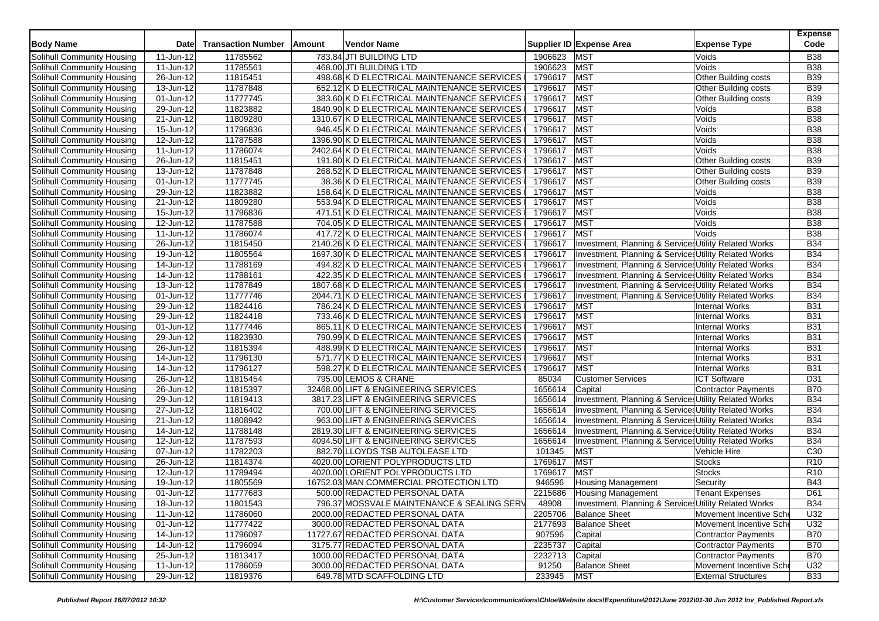| Body Name | Date | Transaction Number | Amount | Vendor Name | Supplier ID | Expense Area | Expense Type | Expense Code |
|---|---|---|---|---|---|---|---|---|
| Solihull Community Housing | 11-Jun-12 | 11785562 | 783.84 | JTI BUILDING LTD | 1906623 | MST | Voids | B38 |
| Solihull Community Housing | 11-Jun-12 | 11785561 | 468.00 | JTI BUILDING LTD | 1906623 | MST | Voids | B38 |
| Solihull Community Housing | 26-Jun-12 | 11815451 | 498.68 | K D ELECTRICAL MAINTENANCE SERVICES | 1796617 | MST | Other Building costs | B39 |
| Solihull Community Housing | 13-Jun-12 | 11787848 | 652.12 | K D ELECTRICAL MAINTENANCE SERVICES | 1796617 | MST | Other Building costs | B39 |
| Solihull Community Housing | 01-Jun-12 | 11777745 | 383.60 | K D ELECTRICAL MAINTENANCE SERVICES | 1796617 | MST | Other Building costs | B39 |
| Solihull Community Housing | 29-Jun-12 | 11823882 | 1840.90 | K D ELECTRICAL MAINTENANCE SERVICES | 1796617 | MST | Voids | B38 |
| Solihull Community Housing | 21-Jun-12 | 11809280 | 1310.67 | K D ELECTRICAL MAINTENANCE SERVICES | 1796617 | MST | Voids | B38 |
| Solihull Community Housing | 15-Jun-12 | 11796836 | 946.45 | K D ELECTRICAL MAINTENANCE SERVICES | 1796617 | MST | Voids | B38 |
| Solihull Community Housing | 12-Jun-12 | 11787588 | 1396.90 | K D ELECTRICAL MAINTENANCE SERVICES | 1796617 | MST | Voids | B38 |
| Solihull Community Housing | 11-Jun-12 | 11786074 | 2402.64 | K D ELECTRICAL MAINTENANCE SERVICES | 1796617 | MST | Voids | B38 |
| Solihull Community Housing | 26-Jun-12 | 11815451 | 191.80 | K D ELECTRICAL MAINTENANCE SERVICES | 1796617 | MST | Other Building costs | B39 |
| Solihull Community Housing | 13-Jun-12 | 11787848 | 268.52 | K D ELECTRICAL MAINTENANCE SERVICES | 1796617 | MST | Other Building costs | B39 |
| Solihull Community Housing | 01-Jun-12 | 11777745 | 38.36 | K D ELECTRICAL MAINTENANCE SERVICES | 1796617 | MST | Other Building costs | B39 |
| Solihull Community Housing | 29-Jun-12 | 11823882 | 158.64 | K D ELECTRICAL MAINTENANCE SERVICES | 1796617 | MST | Voids | B38 |
| Solihull Community Housing | 21-Jun-12 | 11809280 | 553.94 | K D ELECTRICAL MAINTENANCE SERVICES | 1796617 | MST | Voids | B38 |
| Solihull Community Housing | 15-Jun-12 | 11796836 | 471.51 | K D ELECTRICAL MAINTENANCE SERVICES | 1796617 | MST | Voids | B38 |
| Solihull Community Housing | 12-Jun-12 | 11787588 | 704.05 | K D ELECTRICAL MAINTENANCE SERVICES | 1796617 | MST | Voids | B38 |
| Solihull Community Housing | 11-Jun-12 | 11786074 | 417.72 | K D ELECTRICAL MAINTENANCE SERVICES | 1796617 | MST | Voids | B38 |
| Solihull Community Housing | 26-Jun-12 | 11815450 | 2140.26 | K D ELECTRICAL MAINTENANCE SERVICES | 1796617 | Investment, Planning & Services | Utility Related Works | B34 |
| Solihull Community Housing | 19-Jun-12 | 11805564 | 1697.30 | K D ELECTRICAL MAINTENANCE SERVICES | 1796617 | Investment, Planning & Services | Utility Related Works | B34 |
| Solihull Community Housing | 14-Jun-12 | 11788169 | 494.82 | K D ELECTRICAL MAINTENANCE SERVICES | 1796617 | Investment, Planning & Services | Utility Related Works | B34 |
| Solihull Community Housing | 14-Jun-12 | 11788161 | 422.35 | K D ELECTRICAL MAINTENANCE SERVICES | 1796617 | Investment, Planning & Services | Utility Related Works | B34 |
| Solihull Community Housing | 13-Jun-12 | 11787849 | 1807.68 | K D ELECTRICAL MAINTENANCE SERVICES | 1796617 | Investment, Planning & Services | Utility Related Works | B34 |
| Solihull Community Housing | 01-Jun-12 | 11777746 | 2044.71 | K D ELECTRICAL MAINTENANCE SERVICES | 1796617 | Investment, Planning & Services | Utility Related Works | B34 |
| Solihull Community Housing | 29-Jun-12 | 11824416 | 786.24 | K D ELECTRICAL MAINTENANCE SERVICES | 1796617 | MST | Internal Works | B31 |
| Solihull Community Housing | 29-Jun-12 | 11824418 | 733.46 | K D ELECTRICAL MAINTENANCE SERVICES | 1796617 | MST | Internal Works | B31 |
| Solihull Community Housing | 01-Jun-12 | 11777446 | 865.11 | K D ELECTRICAL MAINTENANCE SERVICES | 1796617 | MST | Internal Works | B31 |
| Solihull Community Housing | 29-Jun-12 | 11823930 | 790.99 | K D ELECTRICAL MAINTENANCE SERVICES | 1796617 | MST | Internal Works | B31 |
| Solihull Community Housing | 26-Jun-12 | 11815394 | 488.99 | K D ELECTRICAL MAINTENANCE SERVICES | 1796617 | MST | Internal Works | B31 |
| Solihull Community Housing | 14-Jun-12 | 11796130 | 571.77 | K D ELECTRICAL MAINTENANCE SERVICES | 1796617 | MST | Internal Works | B31 |
| Solihull Community Housing | 14-Jun-12 | 11796127 | 598.27 | K D ELECTRICAL MAINTENANCE SERVICES | 1796617 | MST | Internal Works | B31 |
| Solihull Community Housing | 26-Jun-12 | 11815454 | 795.00 | LEMOS & CRANE | 85034 | Customer Services | ICT Software | D31 |
| Solihull Community Housing | 26-Jun-12 | 11815397 | 32468.00 | LIFT & ENGINEERING SERVICES | 1656614 | Capital | Contractor Payments | B70 |
| Solihull Community Housing | 29-Jun-12 | 11819413 | 3817.23 | LIFT & ENGINEERING SERVICES | 1656614 | Investment, Planning & Services | Utility Related Works | B34 |
| Solihull Community Housing | 27-Jun-12 | 11816402 | 700.00 | LIFT & ENGINEERING SERVICES | 1656614 | Investment, Planning & Services | Utility Related Works | B34 |
| Solihull Community Housing | 21-Jun-12 | 11808942 | 963.00 | LIFT & ENGINEERING SERVICES | 1656614 | Investment, Planning & Services | Utility Related Works | B34 |
| Solihull Community Housing | 14-Jun-12 | 11788148 | 2819.30 | LIFT & ENGINEERING SERVICES | 1656614 | Investment, Planning & Services | Utility Related Works | B34 |
| Solihull Community Housing | 12-Jun-12 | 11787593 | 4094.50 | LIFT & ENGINEERING SERVICES | 1656614 | Investment, Planning & Services | Utility Related Works | B34 |
| Solihull Community Housing | 07-Jun-12 | 11782203 | 882.70 | LLOYDS TSB AUTOLEASE LTD | 101345 | MST | Vehicle Hire | C30 |
| Solihull Community Housing | 26-Jun-12 | 11814374 | 4020.00 | LORIENT POLYPRODUCTS LTD | 1769617 | MST | Stocks | R10 |
| Solihull Community Housing | 12-Jun-12 | 11789494 | 4020.00 | LORIENT POLYPRODUCTS LTD | 1769617 | MST | Stocks | R10 |
| Solihull Community Housing | 19-Jun-12 | 11805569 | 16752.03 | MAN COMMERCIAL PROTECTION LTD | 946596 | Housing Management | Security | B43 |
| Solihull Community Housing | 01-Jun-12 | 11777683 | 500.00 | REDACTED PERSONAL DATA | 2215686 | Housing Management | Tenant Expenses | D61 |
| Solihull Community Housing | 18-Jun-12 | 11801543 | 796.37 | MOSSVALE MAINTENANCE & SEALING SERV | 48908 | Investment, Planning & Services | Utility Related Works | B34 |
| Solihull Community Housing | 11-Jun-12 | 11786060 | 2000.00 | REDACTED PERSONAL DATA | 2205706 | Balance Sheet | Movement Incentive Sche | U32 |
| Solihull Community Housing | 01-Jun-12 | 11777422 | 3000.00 | REDACTED PERSONAL DATA | 2177693 | Balance Sheet | Movement Incentive Sche | U32 |
| Solihull Community Housing | 14-Jun-12 | 11796097 | 11727.67 | REDACTED PERSONAL DATA | 907596 | Capital | Contractor Payments | B70 |
| Solihull Community Housing | 14-Jun-12 | 11796094 | 3175.77 | REDACTED PERSONAL DATA | 2235737 | Capital | Contractor Payments | B70 |
| Solihull Community Housing | 25-Jun-12 | 11813417 | 1000.00 | REDACTED PERSONAL DATA | 2232713 | Capital | Contractor Payments | B70 |
| Solihull Community Housing | 11-Jun-12 | 11786059 | 3000.00 | REDACTED PERSONAL DATA | 91250 | Balance Sheet | Movement Incentive Sche | U32 |
| Solihull Community Housing | 29-Jun-12 | 11819376 | 649.78 | MTD SCAFFOLDING LTD | 233945 | MST | External Structures | B33 |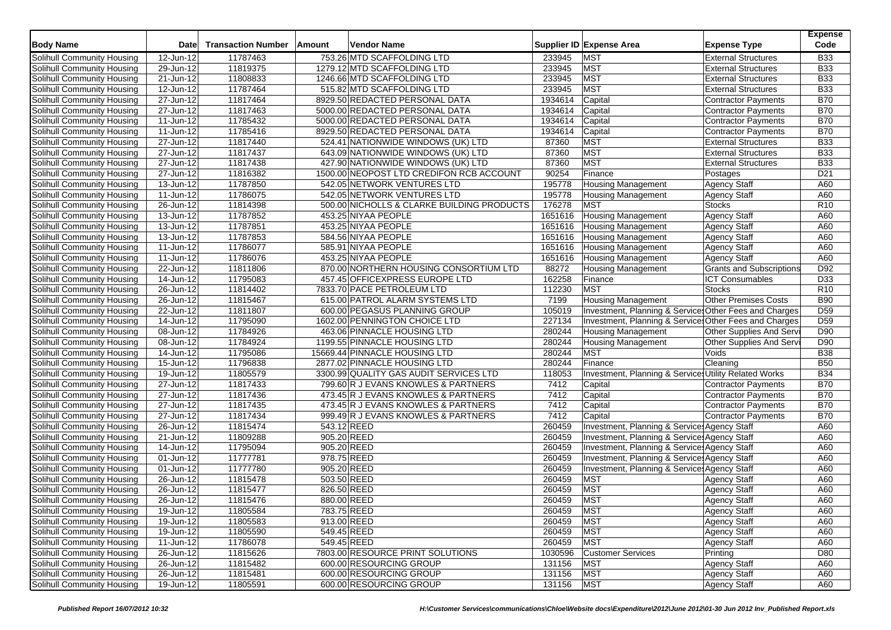| Body Name | Date | Transaction Number | Amount | Vendor Name | Supplier ID | Expense Area | Expense Type | Expense Code |
|---|---|---|---|---|---|---|---|---|
| Solihull Community Housing | 12-Jun-12 | 11787463 | 753.26 | MTD SCAFFOLDING LTD | 233945 | MST | External Structures | B33 |
| Solihull Community Housing | 29-Jun-12 | 11819375 | 1279.12 | MTD SCAFFOLDING LTD | 233945 | MST | External Structures | B33 |
| Solihull Community Housing | 21-Jun-12 | 11808833 | 1246.66 | MTD SCAFFOLDING LTD | 233945 | MST | External Structures | B33 |
| Solihull Community Housing | 12-Jun-12 | 11787464 | 515.82 | MTD SCAFFOLDING LTD | 233945 | MST | External Structures | B33 |
| Solihull Community Housing | 27-Jun-12 | 11817464 | 8929.50 | REDACTED PERSONAL DATA | 1934614 | Capital | Contractor Payments | B70 |
| Solihull Community Housing | 27-Jun-12 | 11817463 | 5000.00 | REDACTED PERSONAL DATA | 1934614 | Capital | Contractor Payments | B70 |
| Solihull Community Housing | 11-Jun-12 | 11785432 | 5000.00 | REDACTED PERSONAL DATA | 1934614 | Capital | Contractor Payments | B70 |
| Solihull Community Housing | 11-Jun-12 | 11785416 | 8929.50 | REDACTED PERSONAL DATA | 1934614 | Capital | Contractor Payments | B70 |
| Solihull Community Housing | 27-Jun-12 | 11817440 | 524.41 | NATIONWIDE WINDOWS (UK) LTD | 87360 | MST | External Structures | B33 |
| Solihull Community Housing | 27-Jun-12 | 11817437 | 643.09 | NATIONWIDE WINDOWS (UK) LTD | 87360 | MST | External Structures | B33 |
| Solihull Community Housing | 27-Jun-12 | 11817438 | 427.90 | NATIONWIDE WINDOWS (UK) LTD | 87360 | MST | External Structures | B33 |
| Solihull Community Housing | 27-Jun-12 | 11816382 | 1500.00 | NEOPOST LTD CREDIFON RCB ACCOUNT | 90254 | Finance | Postages | D21 |
| Solihull Community Housing | 13-Jun-12 | 11787850 | 542.05 | NETWORK VENTURES LTD | 195778 | Housing Management | Agency Staff | A60 |
| Solihull Community Housing | 11-Jun-12 | 11786075 | 542.05 | NETWORK VENTURES LTD | 195778 | Housing Management | Agency Staff | A60 |
| Solihull Community Housing | 26-Jun-12 | 11814398 | 500.00 | NICHOLLS & CLARKE BUILDING PRODUCTS | 176278 | MST | Stocks | R10 |
| Solihull Community Housing | 13-Jun-12 | 11787852 | 453.25 | NIYAA PEOPLE | 1651616 | Housing Management | Agency Staff | A60 |
| Solihull Community Housing | 13-Jun-12 | 11787851 | 453.25 | NIYAA PEOPLE | 1651616 | Housing Management | Agency Staff | A60 |
| Solihull Community Housing | 13-Jun-12 | 11787853 | 584.56 | NIYAA PEOPLE | 1651616 | Housing Management | Agency Staff | A60 |
| Solihull Community Housing | 11-Jun-12 | 11786077 | 585.91 | NIYAA PEOPLE | 1651616 | Housing Management | Agency Staff | A60 |
| Solihull Community Housing | 11-Jun-12 | 11786076 | 453.25 | NIYAA PEOPLE | 1651616 | Housing Management | Agency Staff | A60 |
| Solihull Community Housing | 22-Jun-12 | 11811806 | 870.00 | NORTHERN HOUSING CONSORTIUM LTD | 88272 | Housing Management | Grants and Subscriptions | D92 |
| Solihull Community Housing | 14-Jun-12 | 11795083 | 457.45 | OFFICEXPRESS EUROPE LTD | 162258 | Finance | ICT Consumables | D33 |
| Solihull Community Housing | 26-Jun-12 | 11814402 | 7833.70 | PACE PETROLEUM LTD | 112230 | MST | Stocks | R10 |
| Solihull Community Housing | 26-Jun-12 | 11815467 | 615.00 | PATROL ALARM SYSTEMS LTD | 7199 | Housing Management | Other Premises Costs | B90 |
| Solihull Community Housing | 22-Jun-12 | 11811807 | 600.00 | PEGASUS PLANNING GROUP | 105019 | Investment, Planning & Services | Other Fees and Charges | D59 |
| Solihull Community Housing | 14-Jun-12 | 11795090 | 1602.00 | PENNINGTON CHOICE LTD | 227134 | Investment, Planning & Services | Other Fees and Charges | D59 |
| Solihull Community Housing | 08-Jun-12 | 11784926 | 463.06 | PINNACLE HOUSING LTD | 280244 | Housing Management | Other Supplies And Servi | D90 |
| Solihull Community Housing | 08-Jun-12 | 11784924 | 1199.55 | PINNACLE HOUSING LTD | 280244 | Housing Management | Other Supplies And Servi | D90 |
| Solihull Community Housing | 14-Jun-12 | 11795086 | 15669.44 | PINNACLE HOUSING LTD | 280244 | MST | Voids | B38 |
| Solihull Community Housing | 15-Jun-12 | 11796838 | 2877.02 | PINNACLE HOUSING LTD | 280244 | Finance | Cleaning | B50 |
| Solihull Community Housing | 19-Jun-12 | 11805579 | 3300.99 | QUALITY GAS AUDIT SERVICES LTD | 118053 | Investment, Planning & Services | Utility Related Works | B34 |
| Solihull Community Housing | 27-Jun-12 | 11817433 | 799.60 | R J EVANS KNOWLES & PARTNERS | 7412 | Capital | Contractor Payments | B70 |
| Solihull Community Housing | 27-Jun-12 | 11817436 | 473.45 | R J EVANS KNOWLES & PARTNERS | 7412 | Capital | Contractor Payments | B70 |
| Solihull Community Housing | 27-Jun-12 | 11817435 | 473.45 | R J EVANS KNOWLES & PARTNERS | 7412 | Capital | Contractor Payments | B70 |
| Solihull Community Housing | 27-Jun-12 | 11817434 | 999.49 | R J EVANS KNOWLES & PARTNERS | 7412 | Capital | Contractor Payments | B70 |
| Solihull Community Housing | 26-Jun-12 | 11815474 | 543.12 | REED | 260459 | Investment, Planning & Services | Agency Staff | A60 |
| Solihull Community Housing | 21-Jun-12 | 11809288 | 905.20 | REED | 260459 | Investment, Planning & Services | Agency Staff | A60 |
| Solihull Community Housing | 14-Jun-12 | 11795094 | 905.20 | REED | 260459 | Investment, Planning & Services | Agency Staff | A60 |
| Solihull Community Housing | 01-Jun-12 | 11777781 | 978.75 | REED | 260459 | Investment, Planning & Services | Agency Staff | A60 |
| Solihull Community Housing | 01-Jun-12 | 11777780 | 905.20 | REED | 260459 | Investment, Planning & Services | Agency Staff | A60 |
| Solihull Community Housing | 26-Jun-12 | 11815478 | 503.50 | REED | 260459 | MST | Agency Staff | A60 |
| Solihull Community Housing | 26-Jun-12 | 11815477 | 826.50 | REED | 260459 | MST | Agency Staff | A60 |
| Solihull Community Housing | 26-Jun-12 | 11815476 | 880.00 | REED | 260459 | MST | Agency Staff | A60 |
| Solihull Community Housing | 19-Jun-12 | 11805584 | 783.75 | REED | 260459 | MST | Agency Staff | A60 |
| Solihull Community Housing | 19-Jun-12 | 11805583 | 913.00 | REED | 260459 | MST | Agency Staff | A60 |
| Solihull Community Housing | 19-Jun-12 | 11805590 | 549.45 | REED | 260459 | MST | Agency Staff | A60 |
| Solihull Community Housing | 11-Jun-12 | 11786078 | 549.45 | REED | 260459 | MST | Agency Staff | A60 |
| Solihull Community Housing | 26-Jun-12 | 11815626 | 7803.00 | RESOURCE PRINT SOLUTIONS | 1030596 | Customer Services | Printing | D80 |
| Solihull Community Housing | 26-Jun-12 | 11815482 | 600.00 | RESOURCING GROUP | 131156 | MST | Agency Staff | A60 |
| Solihull Community Housing | 26-Jun-12 | 11815481 | 600.00 | RESOURCING GROUP | 131156 | MST | Agency Staff | A60 |
| Solihull Community Housing | 19-Jun-12 | 11805591 | 600.00 | RESOURCING GROUP | 131156 | MST | Agency Staff | A60 |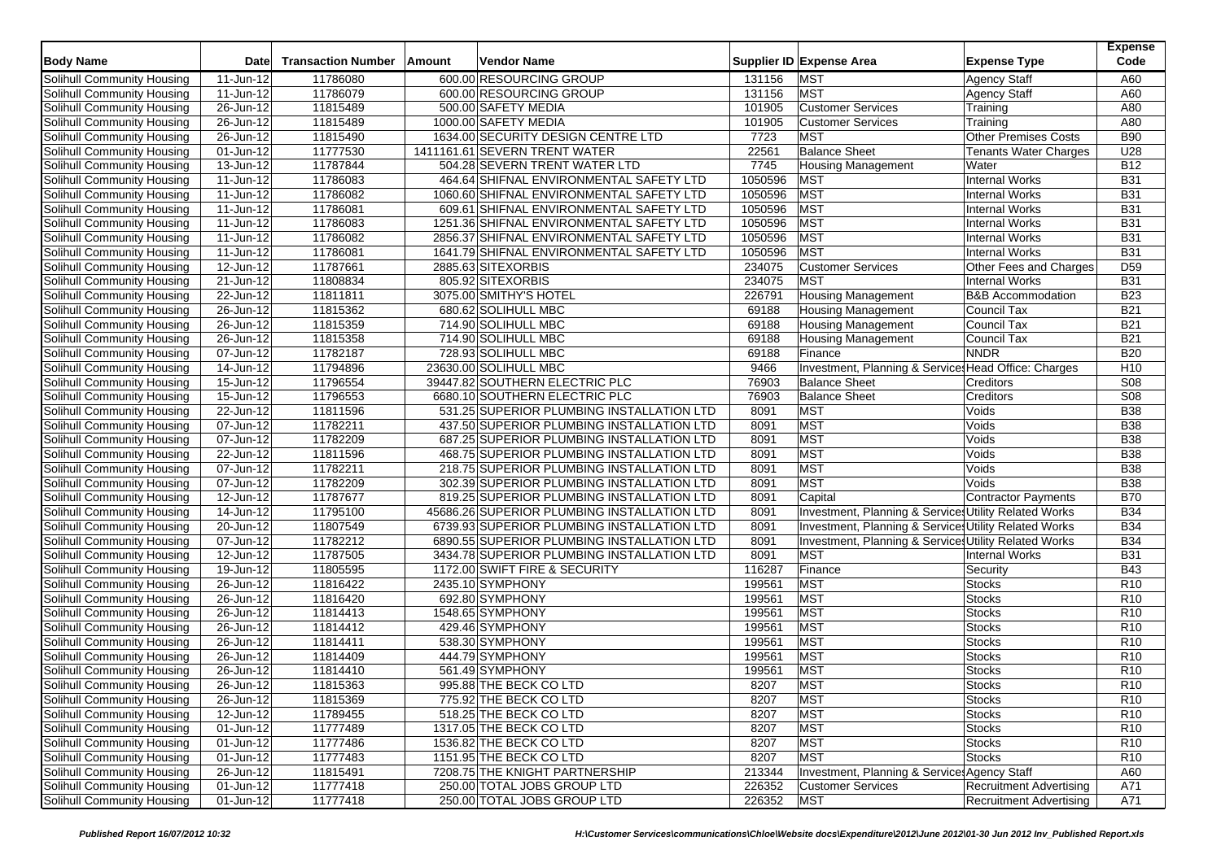| Body Name | Date | Transaction Number | Amount | Vendor Name | Supplier ID | Expense Area | Expense Type | Expense Code |
|---|---|---|---|---|---|---|---|---|
| Solihull Community Housing | 11-Jun-12 | 11786080 | 600.00 | RESOURCING GROUP | 131156 | MST | Agency Staff | A60 |
| Solihull Community Housing | 11-Jun-12 | 11786079 | 600.00 | RESOURCING GROUP | 131156 | MST | Agency Staff | A60 |
| Solihull Community Housing | 26-Jun-12 | 11815489 | 500.00 | SAFETY MEDIA | 101905 | Customer Services | Training | A80 |
| Solihull Community Housing | 26-Jun-12 | 11815489 | 1000.00 | SAFETY MEDIA | 101905 | Customer Services | Training | A80 |
| Solihull Community Housing | 26-Jun-12 | 11815490 | 1634.00 | SECURITY DESIGN CENTRE LTD | 7723 | MST | Other Premises Costs | B90 |
| Solihull Community Housing | 01-Jun-12 | 11777530 | 1411161.61 | SEVERN TRENT WATER | 22561 | Balance Sheet | Tenants Water Charges | U28 |
| Solihull Community Housing | 13-Jun-12 | 11787844 | 504.28 | SEVERN TRENT WATER LTD | 7745 | Housing Management | Water | B12 |
| Solihull Community Housing | 11-Jun-12 | 11786083 | 464.64 | SHIFNAL ENVIRONMENTAL SAFETY LTD | 1050596 | MST | Internal Works | B31 |
| Solihull Community Housing | 11-Jun-12 | 11786082 | 1060.60 | SHIFNAL ENVIRONMENTAL SAFETY LTD | 1050596 | MST | Internal Works | B31 |
| Solihull Community Housing | 11-Jun-12 | 11786081 | 609.61 | SHIFNAL ENVIRONMENTAL SAFETY LTD | 1050596 | MST | Internal Works | B31 |
| Solihull Community Housing | 11-Jun-12 | 11786083 | 1251.36 | SHIFNAL ENVIRONMENTAL SAFETY LTD | 1050596 | MST | Internal Works | B31 |
| Solihull Community Housing | 11-Jun-12 | 11786082 | 2856.37 | SHIFNAL ENVIRONMENTAL SAFETY LTD | 1050596 | MST | Internal Works | B31 |
| Solihull Community Housing | 11-Jun-12 | 11786081 | 1641.79 | SHIFNAL ENVIRONMENTAL SAFETY LTD | 1050596 | MST | Internal Works | B31 |
| Solihull Community Housing | 12-Jun-12 | 11787661 | 2885.63 | SITEXORBIS | 234075 | Customer Services | Other Fees and Charges | D59 |
| Solihull Community Housing | 21-Jun-12 | 11808834 | 805.92 | SITEXORBIS | 234075 | MST | Internal Works | B31 |
| Solihull Community Housing | 22-Jun-12 | 11811811 | 3075.00 | SMITHY'S HOTEL | 226791 | Housing Management | B&B Accommodation | B23 |
| Solihull Community Housing | 26-Jun-12 | 11815362 | 680.62 | SOLIHULL MBC | 69188 | Housing Management | Council Tax | B21 |
| Solihull Community Housing | 26-Jun-12 | 11815359 | 714.90 | SOLIHULL MBC | 69188 | Housing Management | Council Tax | B21 |
| Solihull Community Housing | 26-Jun-12 | 11815358 | 714.90 | SOLIHULL MBC | 69188 | Housing Management | Council Tax | B21 |
| Solihull Community Housing | 07-Jun-12 | 11782187 | 728.93 | SOLIHULL MBC | 69188 | Finance | NNDR | B20 |
| Solihull Community Housing | 14-Jun-12 | 11794896 | 23630.00 | SOLIHULL MBC | 9466 | Investment, Planning & Services | Head Office: Charges | H10 |
| Solihull Community Housing | 15-Jun-12 | 11796554 | 39447.82 | SOUTHERN ELECTRIC PLC | 76903 | Balance Sheet | Creditors | S08 |
| Solihull Community Housing | 15-Jun-12 | 11796553 | 6680.10 | SOUTHERN ELECTRIC PLC | 76903 | Balance Sheet | Creditors | S08 |
| Solihull Community Housing | 22-Jun-12 | 11811596 | 531.25 | SUPERIOR PLUMBING INSTALLATION LTD | 8091 | MST | Voids | B38 |
| Solihull Community Housing | 07-Jun-12 | 11782211 | 437.50 | SUPERIOR PLUMBING INSTALLATION LTD | 8091 | MST | Voids | B38 |
| Solihull Community Housing | 07-Jun-12 | 11782209 | 687.25 | SUPERIOR PLUMBING INSTALLATION LTD | 8091 | MST | Voids | B38 |
| Solihull Community Housing | 22-Jun-12 | 11811596 | 468.75 | SUPERIOR PLUMBING INSTALLATION LTD | 8091 | MST | Voids | B38 |
| Solihull Community Housing | 07-Jun-12 | 11782211 | 218.75 | SUPERIOR PLUMBING INSTALLATION LTD | 8091 | MST | Voids | B38 |
| Solihull Community Housing | 07-Jun-12 | 11782209 | 302.39 | SUPERIOR PLUMBING INSTALLATION LTD | 8091 | MST | Voids | B38 |
| Solihull Community Housing | 12-Jun-12 | 11787677 | 819.25 | SUPERIOR PLUMBING INSTALLATION LTD | 8091 | Capital | Contractor Payments | B70 |
| Solihull Community Housing | 14-Jun-12 | 11795100 | 45686.26 | SUPERIOR PLUMBING INSTALLATION LTD | 8091 | Investment, Planning & Services | Utility Related Works | B34 |
| Solihull Community Housing | 20-Jun-12 | 11807549 | 6739.93 | SUPERIOR PLUMBING INSTALLATION LTD | 8091 | Investment, Planning & Services | Utility Related Works | B34 |
| Solihull Community Housing | 07-Jun-12 | 11782212 | 6890.55 | SUPERIOR PLUMBING INSTALLATION LTD | 8091 | Investment, Planning & Services | Utility Related Works | B34 |
| Solihull Community Housing | 12-Jun-12 | 11787505 | 3434.78 | SUPERIOR PLUMBING INSTALLATION LTD | 8091 | MST | Internal Works | B31 |
| Solihull Community Housing | 19-Jun-12 | 11805595 | 1172.00 | SWIFT FIRE & SECURITY | 116287 | Finance | Security | B43 |
| Solihull Community Housing | 26-Jun-12 | 11816422 | 2435.10 | SYMPHONY | 199561 | MST | Stocks | R10 |
| Solihull Community Housing | 26-Jun-12 | 11816420 | 692.80 | SYMPHONY | 199561 | MST | Stocks | R10 |
| Solihull Community Housing | 26-Jun-12 | 11814413 | 1548.65 | SYMPHONY | 199561 | MST | Stocks | R10 |
| Solihull Community Housing | 26-Jun-12 | 11814412 | 429.46 | SYMPHONY | 199561 | MST | Stocks | R10 |
| Solihull Community Housing | 26-Jun-12 | 11814411 | 538.30 | SYMPHONY | 199561 | MST | Stocks | R10 |
| Solihull Community Housing | 26-Jun-12 | 11814409 | 444.79 | SYMPHONY | 199561 | MST | Stocks | R10 |
| Solihull Community Housing | 26-Jun-12 | 11814410 | 561.49 | SYMPHONY | 199561 | MST | Stocks | R10 |
| Solihull Community Housing | 26-Jun-12 | 11815363 | 995.88 | THE BECK CO LTD | 8207 | MST | Stocks | R10 |
| Solihull Community Housing | 26-Jun-12 | 11815369 | 775.92 | THE BECK CO LTD | 8207 | MST | Stocks | R10 |
| Solihull Community Housing | 12-Jun-12 | 11789455 | 518.25 | THE BECK CO LTD | 8207 | MST | Stocks | R10 |
| Solihull Community Housing | 01-Jun-12 | 11777489 | 1317.05 | THE BECK CO LTD | 8207 | MST | Stocks | R10 |
| Solihull Community Housing | 01-Jun-12 | 11777486 | 1536.82 | THE BECK CO LTD | 8207 | MST | Stocks | R10 |
| Solihull Community Housing | 01-Jun-12 | 11777483 | 1151.95 | THE BECK CO LTD | 8207 | MST | Stocks | R10 |
| Solihull Community Housing | 26-Jun-12 | 11815491 | 7208.75 | THE KNIGHT PARTNERSHIP | 213344 | Investment, Planning & Services | Agency Staff | A60 |
| Solihull Community Housing | 01-Jun-12 | 11777418 | 250.00 | TOTAL JOBS GROUP LTD | 226352 | Customer Services | Recruitment Advertising | A71 |
| Solihull Community Housing | 01-Jun-12 | 11777418 | 250.00 | TOTAL JOBS GROUP LTD | 226352 | MST | Recruitment Advertising | A71 |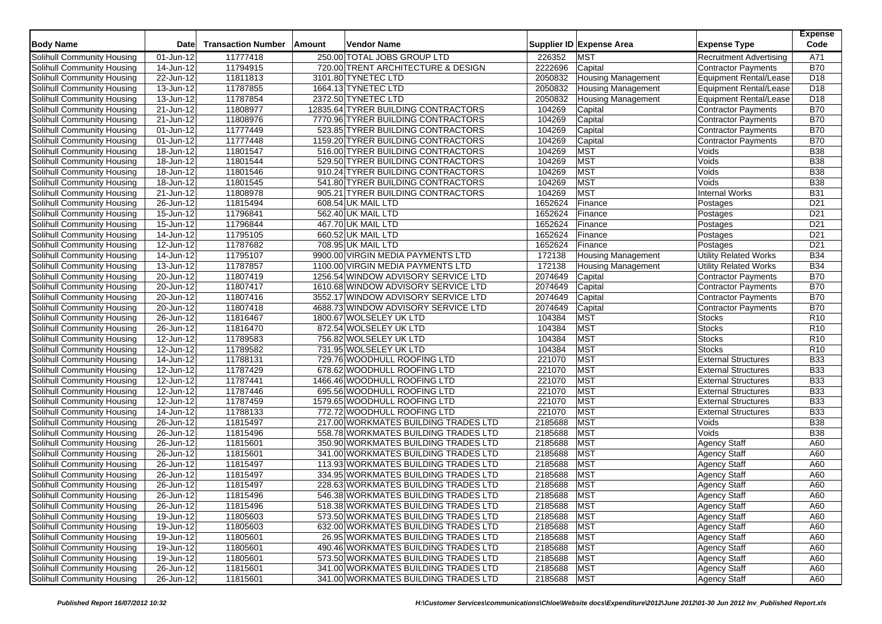| Body Name | Date | Transaction Number | Amount | Vendor Name | Supplier ID | Expense Area | Expense Type | Expense Code |
|---|---|---|---|---|---|---|---|---|
| Solihull Community Housing | 01-Jun-12 | 11777418 | 250.00 | TOTAL JOBS GROUP LTD | 226352 | MST | Recruitment Advertising | A71 |
| Solihull Community Housing | 14-Jun-12 | 11794915 | 720.00 | TRENT ARCHITECTURE & DESIGN | 2222696 | Capital | Contractor Payments | B70 |
| Solihull Community Housing | 22-Jun-12 | 11811813 | 3101.80 | TYNETEC LTD | 2050832 | Housing Management | Equipment Rental/Lease | D18 |
| Solihull Community Housing | 13-Jun-12 | 11787855 | 1664.13 | TYNETEC LTD | 2050832 | Housing Management | Equipment Rental/Lease | D18 |
| Solihull Community Housing | 13-Jun-12 | 11787854 | 2372.50 | TYNETEC LTD | 2050832 | Housing Management | Equipment Rental/Lease | D18 |
| Solihull Community Housing | 21-Jun-12 | 11808977 | 12835.64 | TYRER BUILDING CONTRACTORS | 104269 | Capital | Contractor Payments | B70 |
| Solihull Community Housing | 21-Jun-12 | 11808976 | 7770.96 | TYRER BUILDING CONTRACTORS | 104269 | Capital | Contractor Payments | B70 |
| Solihull Community Housing | 01-Jun-12 | 11777449 | 523.85 | TYRER BUILDING CONTRACTORS | 104269 | Capital | Contractor Payments | B70 |
| Solihull Community Housing | 01-Jun-12 | 11777448 | 1159.20 | TYRER BUILDING CONTRACTORS | 104269 | Capital | Contractor Payments | B70 |
| Solihull Community Housing | 18-Jun-12 | 11801547 | 516.00 | TYRER BUILDING CONTRACTORS | 104269 | MST | Voids | B38 |
| Solihull Community Housing | 18-Jun-12 | 11801544 | 529.50 | TYRER BUILDING CONTRACTORS | 104269 | MST | Voids | B38 |
| Solihull Community Housing | 18-Jun-12 | 11801546 | 910.24 | TYRER BUILDING CONTRACTORS | 104269 | MST | Voids | B38 |
| Solihull Community Housing | 18-Jun-12 | 11801545 | 541.80 | TYRER BUILDING CONTRACTORS | 104269 | MST | Voids | B38 |
| Solihull Community Housing | 21-Jun-12 | 11808978 | 905.21 | TYRER BUILDING CONTRACTORS | 104269 | MST | Internal Works | B31 |
| Solihull Community Housing | 26-Jun-12 | 11815494 | 608.54 | UK MAIL LTD | 1652624 | Finance | Postages | D21 |
| Solihull Community Housing | 15-Jun-12 | 11796841 | 562.40 | UK MAIL LTD | 1652624 | Finance | Postages | D21 |
| Solihull Community Housing | 15-Jun-12 | 11796844 | 467.70 | UK MAIL LTD | 1652624 | Finance | Postages | D21 |
| Solihull Community Housing | 14-Jun-12 | 11795105 | 660.52 | UK MAIL LTD | 1652624 | Finance | Postages | D21 |
| Solihull Community Housing | 12-Jun-12 | 11787682 | 708.95 | UK MAIL LTD | 1652624 | Finance | Postages | D21 |
| Solihull Community Housing | 14-Jun-12 | 11795107 | 9900.00 | VIRGIN MEDIA PAYMENTS LTD | 172138 | Housing Management | Utility Related Works | B34 |
| Solihull Community Housing | 13-Jun-12 | 11787857 | 1100.00 | VIRGIN MEDIA PAYMENTS LTD | 172138 | Housing Management | Utility Related Works | B34 |
| Solihull Community Housing | 20-Jun-12 | 11807419 | 1256.54 | WINDOW ADVISORY SERVICE LTD | 2074649 | Capital | Contractor Payments | B70 |
| Solihull Community Housing | 20-Jun-12 | 11807417 | 1610.68 | WINDOW ADVISORY SERVICE LTD | 2074649 | Capital | Contractor Payments | B70 |
| Solihull Community Housing | 20-Jun-12 | 11807416 | 3552.17 | WINDOW ADVISORY SERVICE LTD | 2074649 | Capital | Contractor Payments | B70 |
| Solihull Community Housing | 20-Jun-12 | 11807418 | 4688.73 | WINDOW ADVISORY SERVICE LTD | 2074649 | Capital | Contractor Payments | B70 |
| Solihull Community Housing | 26-Jun-12 | 11816467 | 1800.67 | WOLSELEY UK LTD | 104384 | MST | Stocks | R10 |
| Solihull Community Housing | 26-Jun-12 | 11816470 | 872.54 | WOLSELEY UK LTD | 104384 | MST | Stocks | R10 |
| Solihull Community Housing | 12-Jun-12 | 11789583 | 756.82 | WOLSELEY UK LTD | 104384 | MST | Stocks | R10 |
| Solihull Community Housing | 12-Jun-12 | 11789582 | 731.95 | WOLSELEY UK LTD | 104384 | MST | Stocks | R10 |
| Solihull Community Housing | 14-Jun-12 | 11788131 | 729.76 | WOODHULL ROOFING LTD | 221070 | MST | External Structures | B33 |
| Solihull Community Housing | 12-Jun-12 | 11787429 | 678.62 | WOODHULL ROOFING LTD | 221070 | MST | External Structures | B33 |
| Solihull Community Housing | 12-Jun-12 | 11787441 | 1466.46 | WOODHULL ROOFING LTD | 221070 | MST | External Structures | B33 |
| Solihull Community Housing | 12-Jun-12 | 11787446 | 695.56 | WOODHULL ROOFING LTD | 221070 | MST | External Structures | B33 |
| Solihull Community Housing | 12-Jun-12 | 11787459 | 1579.65 | WOODHULL ROOFING LTD | 221070 | MST | External Structures | B33 |
| Solihull Community Housing | 14-Jun-12 | 11788133 | 772.72 | WOODHULL ROOFING LTD | 221070 | MST | External Structures | B33 |
| Solihull Community Housing | 26-Jun-12 | 11815497 | 217.00 | WORKMATES BUILDING TRADES LTD | 2185688 | MST | Voids | B38 |
| Solihull Community Housing | 26-Jun-12 | 11815496 | 558.78 | WORKMATES BUILDING TRADES LTD | 2185688 | MST | Voids | B38 |
| Solihull Community Housing | 26-Jun-12 | 11815601 | 350.90 | WORKMATES BUILDING TRADES LTD | 2185688 | MST | Agency Staff | A60 |
| Solihull Community Housing | 26-Jun-12 | 11815601 | 341.00 | WORKMATES BUILDING TRADES LTD | 2185688 | MST | Agency Staff | A60 |
| Solihull Community Housing | 26-Jun-12 | 11815497 | 113.93 | WORKMATES BUILDING TRADES LTD | 2185688 | MST | Agency Staff | A60 |
| Solihull Community Housing | 26-Jun-12 | 11815497 | 334.95 | WORKMATES BUILDING TRADES LTD | 2185688 | MST | Agency Staff | A60 |
| Solihull Community Housing | 26-Jun-12 | 11815497 | 228.63 | WORKMATES BUILDING TRADES LTD | 2185688 | MST | Agency Staff | A60 |
| Solihull Community Housing | 26-Jun-12 | 11815496 | 546.38 | WORKMATES BUILDING TRADES LTD | 2185688 | MST | Agency Staff | A60 |
| Solihull Community Housing | 26-Jun-12 | 11815496 | 518.38 | WORKMATES BUILDING TRADES LTD | 2185688 | MST | Agency Staff | A60 |
| Solihull Community Housing | 19-Jun-12 | 11805603 | 573.50 | WORKMATES BUILDING TRADES LTD | 2185688 | MST | Agency Staff | A60 |
| Solihull Community Housing | 19-Jun-12 | 11805603 | 632.00 | WORKMATES BUILDING TRADES LTD | 2185688 | MST | Agency Staff | A60 |
| Solihull Community Housing | 19-Jun-12 | 11805601 | 26.95 | WORKMATES BUILDING TRADES LTD | 2185688 | MST | Agency Staff | A60 |
| Solihull Community Housing | 19-Jun-12 | 11805601 | 490.46 | WORKMATES BUILDING TRADES LTD | 2185688 | MST | Agency Staff | A60 |
| Solihull Community Housing | 19-Jun-12 | 11805601 | 573.50 | WORKMATES BUILDING TRADES LTD | 2185688 | MST | Agency Staff | A60 |
| Solihull Community Housing | 26-Jun-12 | 11815601 | 341.00 | WORKMATES BUILDING TRADES LTD | 2185688 | MST | Agency Staff | A60 |
| Solihull Community Housing | 26-Jun-12 | 11815601 | 341.00 | WORKMATES BUILDING TRADES LTD | 2185688 | MST | Agency Staff | A60 |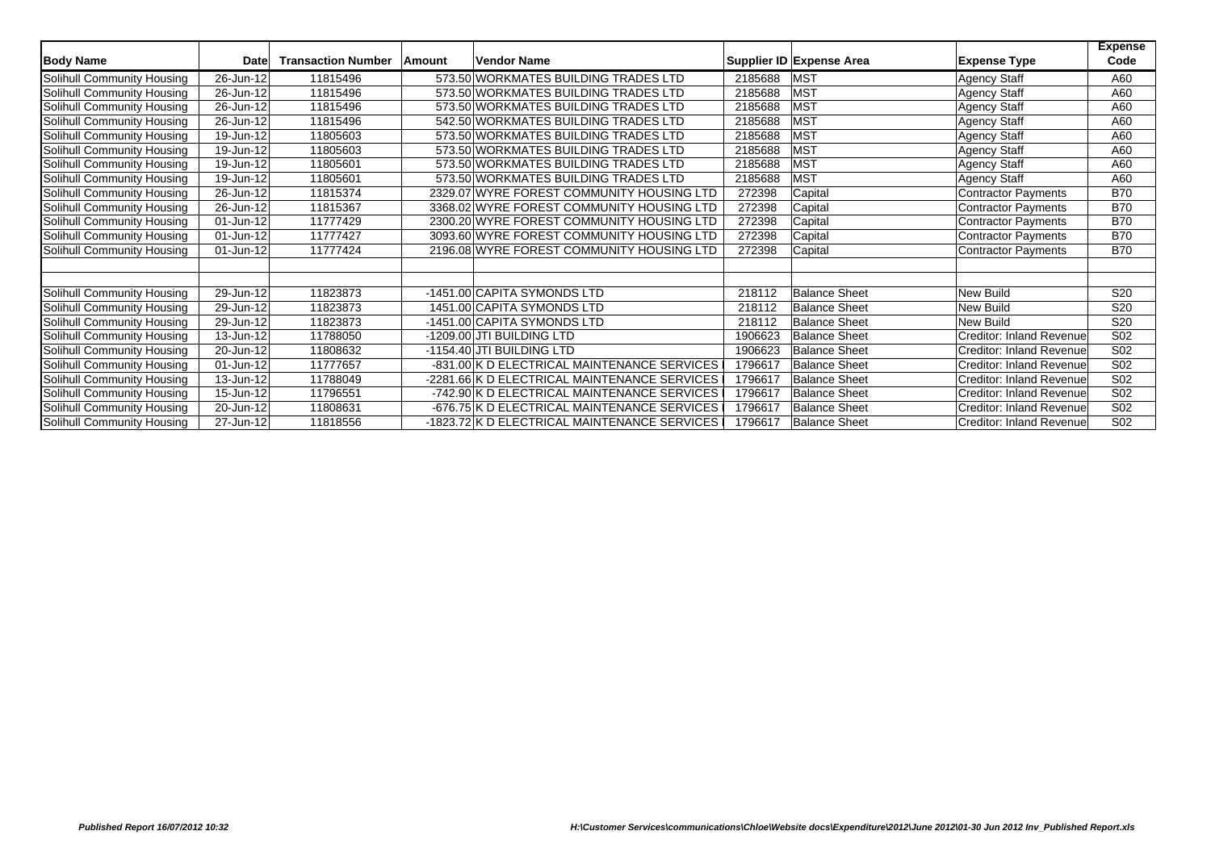| Body Name | Date | Transaction Number | Amount | Vendor Name | Supplier ID | Expense Area | Expense Type | Expense Code |
|---|---|---|---|---|---|---|---|---|
| Solihull Community Housing | 26-Jun-12 | 11815496 | 573.50 | WORKMATES BUILDING TRADES LTD | 2185688 | MST | Agency Staff | A60 |
| Solihull Community Housing | 26-Jun-12 | 11815496 | 573.50 | WORKMATES BUILDING TRADES LTD | 2185688 | MST | Agency Staff | A60 |
| Solihull Community Housing | 26-Jun-12 | 11815496 | 573.50 | WORKMATES BUILDING TRADES LTD | 2185688 | MST | Agency Staff | A60 |
| Solihull Community Housing | 26-Jun-12 | 11815496 | 542.50 | WORKMATES BUILDING TRADES LTD | 2185688 | MST | Agency Staff | A60 |
| Solihull Community Housing | 19-Jun-12 | 11805603 | 573.50 | WORKMATES BUILDING TRADES LTD | 2185688 | MST | Agency Staff | A60 |
| Solihull Community Housing | 19-Jun-12 | 11805603 | 573.50 | WORKMATES BUILDING TRADES LTD | 2185688 | MST | Agency Staff | A60 |
| Solihull Community Housing | 19-Jun-12 | 11805601 | 573.50 | WORKMATES BUILDING TRADES LTD | 2185688 | MST | Agency Staff | A60 |
| Solihull Community Housing | 19-Jun-12 | 11805601 | 573.50 | WORKMATES BUILDING TRADES LTD | 2185688 | MST | Agency Staff | A60 |
| Solihull Community Housing | 26-Jun-12 | 11815374 | 2329.07 | WYRE FOREST COMMUNITY HOUSING LTD | 272398 | Capital | Contractor Payments | B70 |
| Solihull Community Housing | 26-Jun-12 | 11815367 | 3368.02 | WYRE FOREST COMMUNITY HOUSING LTD | 272398 | Capital | Contractor Payments | B70 |
| Solihull Community Housing | 01-Jun-12 | 11777429 | 2300.20 | WYRE FOREST COMMUNITY HOUSING LTD | 272398 | Capital | Contractor Payments | B70 |
| Solihull Community Housing | 01-Jun-12 | 11777427 | 3093.60 | WYRE FOREST COMMUNITY HOUSING LTD | 272398 | Capital | Contractor Payments | B70 |
| Solihull Community Housing | 01-Jun-12 | 11777424 | 2196.08 | WYRE FOREST COMMUNITY HOUSING LTD | 272398 | Capital | Contractor Payments | B70 |
| | | | | | | | | |
| | | | | | | | | |
| Solihull Community Housing | 29-Jun-12 | 11823873 | -1451.00 | CAPITA SYMONDS LTD | 218112 | Balance Sheet | New Build | S20 |
| Solihull Community Housing | 29-Jun-12 | 11823873 | 1451.00 | CAPITA SYMONDS LTD | 218112 | Balance Sheet | New Build | S20 |
| Solihull Community Housing | 29-Jun-12 | 11823873 | -1451.00 | CAPITA SYMONDS LTD | 218112 | Balance Sheet | New Build | S20 |
| Solihull Community Housing | 13-Jun-12 | 11788050 | -1209.00 | JTI BUILDING LTD | 1906623 | Balance Sheet | Creditor: Inland Revenue | S02 |
| Solihull Community Housing | 20-Jun-12 | 11808632 | -1154.40 | JTI BUILDING LTD | 1906623 | Balance Sheet | Creditor: Inland Revenue | S02 |
| Solihull Community Housing | 01-Jun-12 | 11777657 | -831.00 | K D ELECTRICAL MAINTENANCE SERVICES | 1796617 | Balance Sheet | Creditor: Inland Revenue | S02 |
| Solihull Community Housing | 13-Jun-12 | 11788049 | -2281.66 | K D ELECTRICAL MAINTENANCE SERVICES | 1796617 | Balance Sheet | Creditor: Inland Revenue | S02 |
| Solihull Community Housing | 15-Jun-12 | 11796551 | -742.90 | K D ELECTRICAL MAINTENANCE SERVICES | 1796617 | Balance Sheet | Creditor: Inland Revenue | S02 |
| Solihull Community Housing | 20-Jun-12 | 11808631 | -676.75 | K D ELECTRICAL MAINTENANCE SERVICES | 1796617 | Balance Sheet | Creditor: Inland Revenue | S02 |
| Solihull Community Housing | 27-Jun-12 | 11818556 | -1823.72 | K D ELECTRICAL MAINTENANCE SERVICES | 1796617 | Balance Sheet | Creditor: Inland Revenue | S02 |

*Published Report 16/07/2012 10:32*

*H:\Customer Services\communications\Chloe\Website docs\Expenditure\2012\June 2012\01-30 Jun 2012 Inv_Published Report.xls*